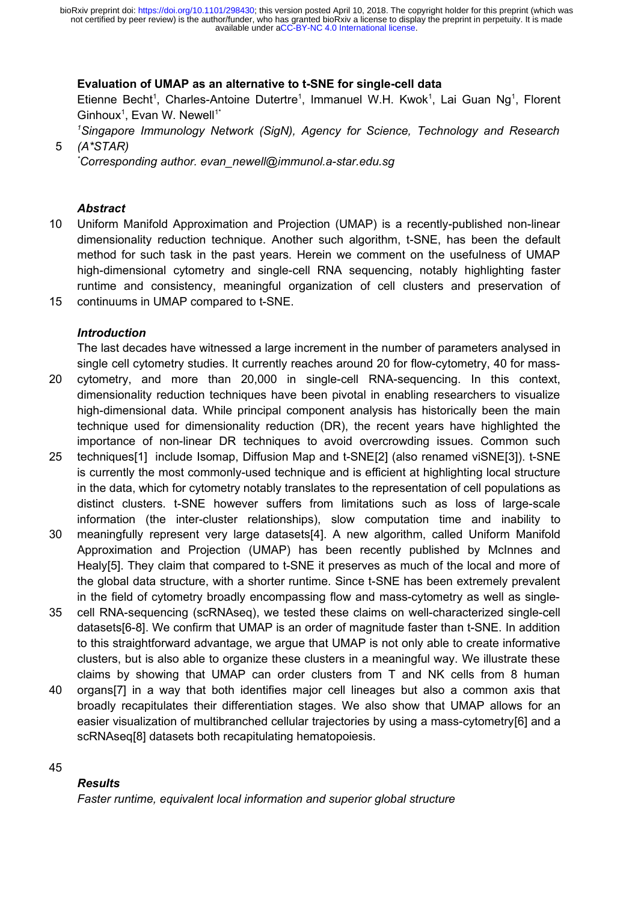# Evaluation of UMAP as an alternative to t-SNE for single-cell data

Etienne Becht[1], Charles-Antoine Dutertre[1], Immanuel W.H. Kwok[1], Lai Guan Ng[1], Florent Ginhoux[1], Evan W. Newell[1*]

[1] *Singapore Immunology Network (SigN), Agency for Science, Technology and Research (A\*STAR)*

[*] *Corresponding author. evan_newell@immunol.a-star.edu.sg*

### *Abstract*

Uniform Manifold Approximation and Projection (UMAP) is a recently-published non-linear dimensionality reduction technique. Another such algorithm, t-SNE, has been the default method for such task in the past years. Herein we comment on the usefulness of UMAP high-dimensional cytometry and single-cell RNA sequencing, notably highlighting faster runtime and consistency, meaningful organization of cell clusters and preservation of continuums in UMAP compared to t-SNE.

### *Introduction*

The last decades have witnessed a large increment in the number of parameters analysed in single cell cytometry studies. It currently reaches around 20 for flow-cytometry, 40 for mass-cytometry, and more than 20,000 in single-cell RNA-sequencing. In this context, dimensionality reduction techniques have been pivotal in enabling researchers to visualize high-dimensional data. While principal component analysis has historically been the main technique used for dimensionality reduction (DR), the recent years have highlighted the importance of non-linear DR techniques to avoid overcrowding issues. Common such techniques[1] include Isomap, Diffusion Map and t-SNE[2] (also renamed viSNE[3]). t-SNE is currently the most commonly-used technique and is efficient at highlighting local structure in the data, which for cytometry notably translates to the representation of cell populations as distinct clusters. t-SNE however suffers from limitations such as loss of large-scale information (the inter-cluster relationships), slow computation time and inability to meaningfully represent very large datasets[4]. A new algorithm, called Uniform Manifold Approximation and Projection (UMAP) has been recently published by McInnes and Healy[5]. They claim that compared to t-SNE it preserves as much of the local and more of the global data structure, with a shorter runtime. Since t-SNE has been extremely prevalent in the field of cytometry broadly encompassing flow and mass-cytometry as well as single-cell RNA-sequencing (scRNAseq), we tested these claims on well-characterized single-cell datasets[6-8]. We confirm that UMAP is an order of magnitude faster than t-SNE. In addition to this straightforward advantage, we argue that UMAP is not only able to create informative clusters, but is also able to organize these clusters in a meaningful way. We illustrate these claims by showing that UMAP can order clusters from T and NK cells from 8 human organs[7] in a way that both identifies major cell lineages but also a common axis that broadly recapitulates their differentiation stages. We also show that UMAP allows for an easier visualization of multibranched cellular trajectories by using a mass-cytometry[6] and a scRNAseq[8] datasets both recapitulating hematopoiesis.

### *Results*

*Faster runtime, equivalent local information and superior global structure*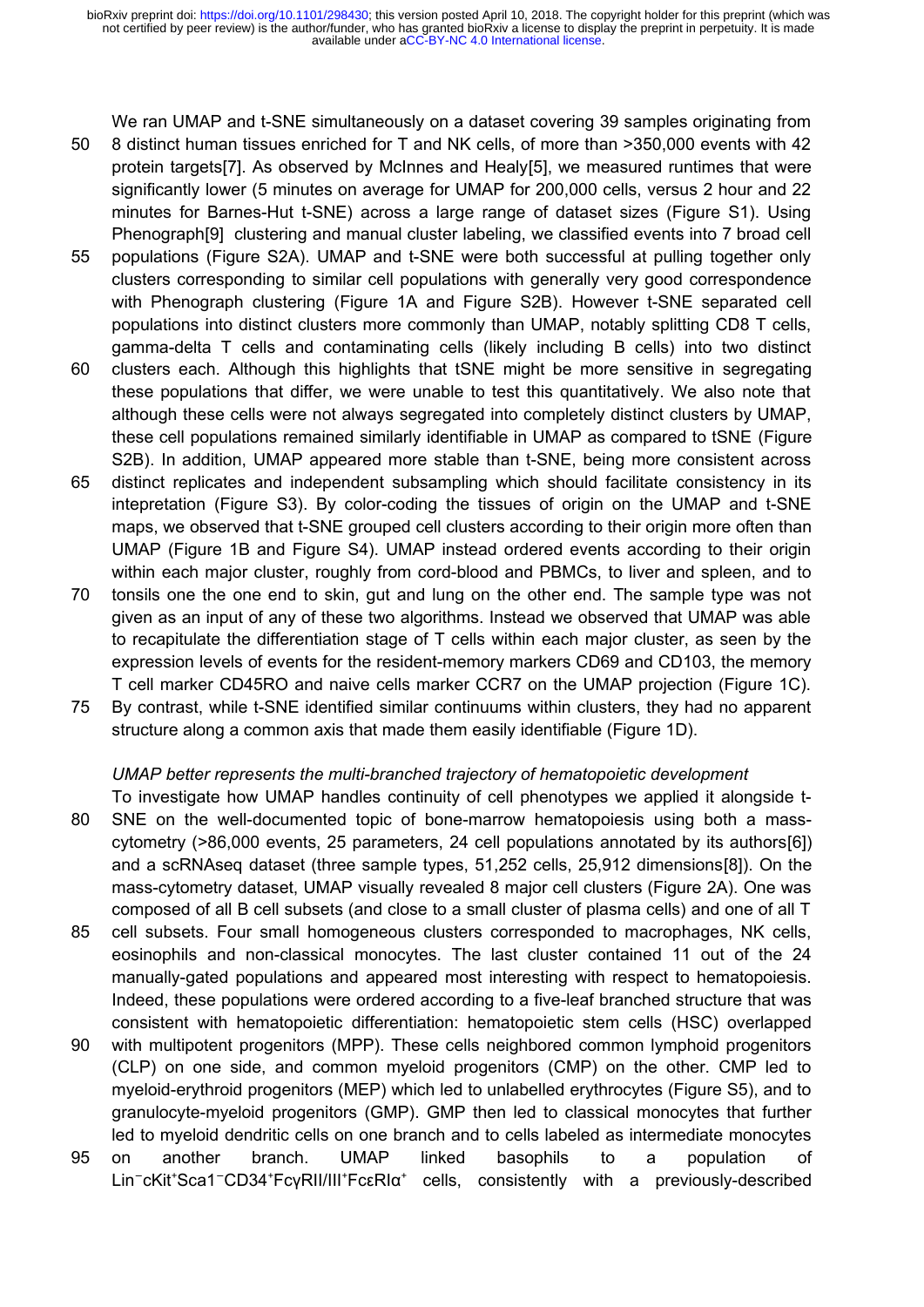We ran UMAP and t-SNE simultaneously on a dataset covering 39 samples originating from 8 distinct human tissues enriched for T and NK cells, of more than >350,000 events with 42 protein targets[7]. As observed by McInnes and Healy[5], we measured runtimes that were significantly lower (5 minutes on average for UMAP for 200,000 cells, versus 2 hour and 22 minutes for Barnes-Hut t-SNE) across a large range of dataset sizes (Figure S1). Using Phenograph[9] clustering and manual cluster labeling, we classified events into 7 broad cell populations (Figure S2A). UMAP and t-SNE were both successful at pulling together only clusters corresponding to similar cell populations with generally very good correspondence with Phenograph clustering (Figure 1A and Figure S2B). However t-SNE separated cell populations into distinct clusters more commonly than UMAP, notably splitting CD8 T cells, gamma-delta T cells and contaminating cells (likely including B cells) into two distinct clusters each. Although this highlights that tSNE might be more sensitive in segregating these populations that differ, we were unable to test this quantitatively. We also note that although these cells were not always segregated into completely distinct clusters by UMAP, these cell populations remained similarly identifiable in UMAP as compared to tSNE (Figure S2B). In addition, UMAP appeared more stable than t-SNE, being more consistent across distinct replicates and independent subsampling which should facilitate consistency in its intepretation (Figure S3). By color-coding the tissues of origin on the UMAP and t-SNE maps, we observed that t-SNE grouped cell clusters according to their origin more often than UMAP (Figure 1B and Figure S4). UMAP instead ordered events according to their origin within each major cluster, roughly from cord-blood and PBMCs, to liver and spleen, and to tonsils one the one end to skin, gut and lung on the other end. The sample type was not given as an input of any of these two algorithms. Instead we observed that UMAP was able to recapitulate the differentiation stage of T cells within each major cluster, as seen by the expression levels of events for the resident-memory markers CD69 and CD103, the memory T cell marker CD45RO and naive cells marker CCR7 on the UMAP projection (Figure 1C). By contrast, while t-SNE identified similar continuums within clusters, they had no apparent structure along a common axis that made them easily identifiable (Figure 1D).

*UMAP better represents the multi-branched trajectory of hematopoietic development*

To investigate how UMAP handles continuity of cell phenotypes we applied it alongside t-SNE on the well-documented topic of bone-marrow hematopoiesis using both a mass-cytometry (>86,000 events, 25 parameters, 24 cell populations annotated by its authors[6]) and a scRNAseq dataset (three sample types, 51,252 cells, 25,912 dimensions[8]). On the mass-cytometry dataset, UMAP visually revealed 8 major cell clusters (Figure 2A). One was composed of all B cell subsets (and close to a small cluster of plasma cells) and one of all T cell subsets. Four small homogeneous clusters corresponded to macrophages, NK cells, eosinophils and non-classical monocytes. The last cluster contained 11 out of the 24 manually-gated populations and appeared most interesting with respect to hematopoiesis. Indeed, these populations were ordered according to a five-leaf branched structure that was consistent with hematopoietic differentiation: hematopoietic stem cells (HSC) overlapped with multipotent progenitors (MPP). These cells neighbored common lymphoid progenitors (CLP) on one side, and common myeloid progenitors (CMP) on the other. CMP led to myeloid-erythroid progenitors (MEP) which led to unlabelled erythrocytes (Figure S5), and to granulocyte-myeloid progenitors (GMP). GMP then led to classical monocytes that further led to myeloid dendritic cells on one branch and to cells labeled as intermediate monocytes on another branch. UMAP linked basophils to a population of $Lin^{-}cKit^{+}Sca1^{-}CD34^{+}Fc\gamma RII/III^{+}Fc\varepsilon RI\alpha^{+}$ cells, consistently with a previously-described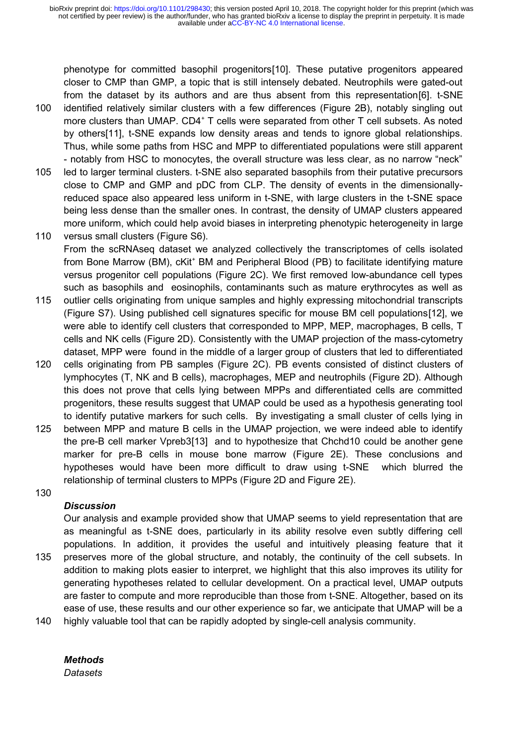phenotype for committed basophil progenitors[10]. These putative progenitors appeared closer to CMP than GMP, a topic that is still intensely debated. Neutrophils were gated-out from the dataset by its authors and are thus absent from this representation[6]. t-SNE identified relatively similar clusters with a few differences (Figure 2B), notably singling out more clusters than UMAP. CD4[+] T cells were separated from other T cell subsets. As noted by others[11], t-SNE expands low density areas and tends to ignore global relationships. Thus, while some paths from HSC and MPP to differentiated populations were still apparent - notably from HSC to monocytes, the overall structure was less clear, as no narrow "neck" led to larger terminal clusters. t-SNE also separated basophils from their putative precursors close to CMP and GMP and pDC from CLP. The density of events in the dimensionally-reduced space also appeared less uniform in t-SNE, with large clusters in the t-SNE space being less dense than the smaller ones. In contrast, the density of UMAP clusters appeared more uniform, which could help avoid biases in interpreting phenotypic heterogeneity in large versus small clusters (Figure S6).

From the scRNAseq dataset we analyzed collectively the transcriptomes of cells isolated from Bone Marrow (BM), cKit[+] BM and Peripheral Blood (PB) to facilitate identifying mature versus progenitor cell populations (Figure 2C). We first removed low-abundance cell types such as basophils and eosinophils, contaminants such as mature erythrocytes as well as outlier cells originating from unique samples and highly expressing mitochondrial transcripts (Figure S7). Using published cell signatures specific for mouse BM cell populations[12], we were able to identify cell clusters that corresponded to MPP, MEP, macrophages, B cells, T cells and NK cells (Figure 2D). Consistently with the UMAP projection of the mass-cytometry dataset, MPP were found in the middle of a larger group of clusters that led to differentiated cells originating from PB samples (Figure 2C). PB events consisted of distinct clusters of lymphocytes (T, NK and B cells), macrophages, MEP and neutrophils (Figure 2D). Although this does not prove that cells lying between MPPs and differentiated cells are committed progenitors, these results suggest that UMAP could be used as a hypothesis generating tool to identify putative markers for such cells. By investigating a small cluster of cells lying in between MPP and mature B cells in the UMAP projection, we were indeed able to identify the pre-B cell marker Vpreb3[13] and to hypothesize that Chchd10 could be another gene marker for pre-B cells in mouse bone marrow (Figure 2E). These conclusions and hypotheses would have been more difficult to draw using t-SNE which blurred the relationship of terminal clusters to MPPs (Figure 2D and Figure 2E).

## *Discussion*

Our analysis and example provided show that UMAP seems to yield representation that are as meaningful as t-SNE does, particularly in its ability resolve even subtly differing cell populations. In addition, it provides the useful and intuitively pleasing feature that it preserves more of the global structure, and notably, the continuity of the cell subsets. In addition to making plots easier to interpret, we highlight that this also improves its utility for generating hypotheses related to cellular development. On a practical level, UMAP outputs are faster to compute and more reproducible than those from t-SNE. Altogether, based on its ease of use, these results and our other experience so far, we anticipate that UMAP will be a highly valuable tool that can be rapidly adopted by single-cell analysis community.

## *Methods*

*Datasets*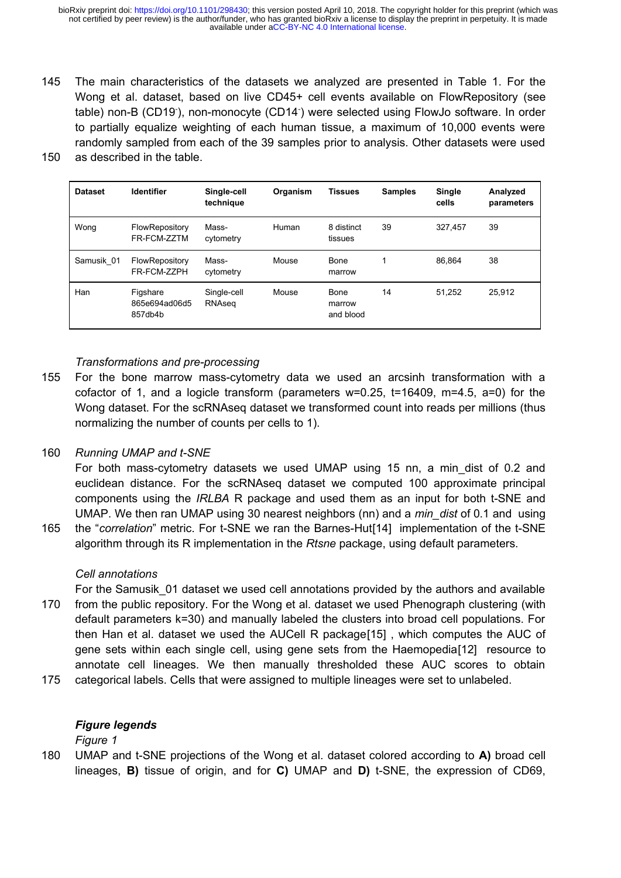The main characteristics of the datasets we analyzed are presented in Table 1. For the Wong et al. dataset, based on live CD45+ cell events available on FlowRepository (see table) non-B (CD19$^-$), non-monocyte (CD14$^-$) were selected using FlowJo software. In order to partially equalize weighting of each human tissue, a maximum of 10,000 events were randomly sampled from each of the 39 samples prior to analysis. Other datasets were used as described in the table.

| **Dataset** | **Identifier** | **Single-cell technique** | **Organism** | **Tissues** | **Samples** | **Single cells** | **Analyzed parameters** |
|---|---|---|---|---|---|---|---|
| Wong | FlowRepository FR-FCM-ZZTM | Mass-cytometry | Human | 8 distinct tissues | 39 | 327,457 | 39 |
| Samusik_01 | FlowRepository FR-FCM-ZZPH | Mass-cytometry | Mouse | Bone marrow | 1 | 86,864 | 38 |
| Han | Figshare 865e694ad06d5857db4b | Single-cell RNAseq | Mouse | Bone marrow and blood | 14 | 51,252 | 25,912 |

*Transformations and pre-processing*

For the bone marrow mass-cytometry data we used an arcsinh transformation with a cofactor of 1, and a logicle transform (parameters w=0.25, t=16409, m=4.5, a=0) for the Wong dataset. For the scRNAseq dataset we transformed count into reads per millions (thus normalizing the number of counts per cells to 1).

*Running UMAP and t-SNE*

For both mass-cytometry datasets we used UMAP using 15 nn, a min_dist of 0.2 and euclidean distance. For the scRNAseq dataset we computed 100 approximate principal components using the *IRLBA* R package and used them as an input for both t-SNE and UMAP. We then ran UMAP using 30 nearest neighbors (nn) and a *min_dist* of 0.1 and using the "*correlation*" metric. For t-SNE we ran the Barnes-Hut[14] implementation of the t-SNE algorithm through its R implementation in the *Rtsne* package, using default parameters.

*Cell annotations*

For the Samusik_01 dataset we used cell annotations provided by the authors and available from the public repository. For the Wong et al. dataset we used Phenograph clustering (with default parameters k=30) and manually labeled the clusters into broad cell populations. For then Han et al. dataset we used the AUCell R package[15] , which computes the AUC of gene sets within each single cell, using gene sets from the Haemopedia[12] resource to annotate cell lineages. We then manually thresholded these AUC scores to obtain categorical labels. Cells that were assigned to multiple lineages were set to unlabeled.

***Figure legends***

*Figure 1*

UMAP and t-SNE projections of the Wong et al. dataset colored according to **A)** broad cell lineages, **B)** tissue of origin, and for **C)** UMAP and **D)** t-SNE, the expression of CD69,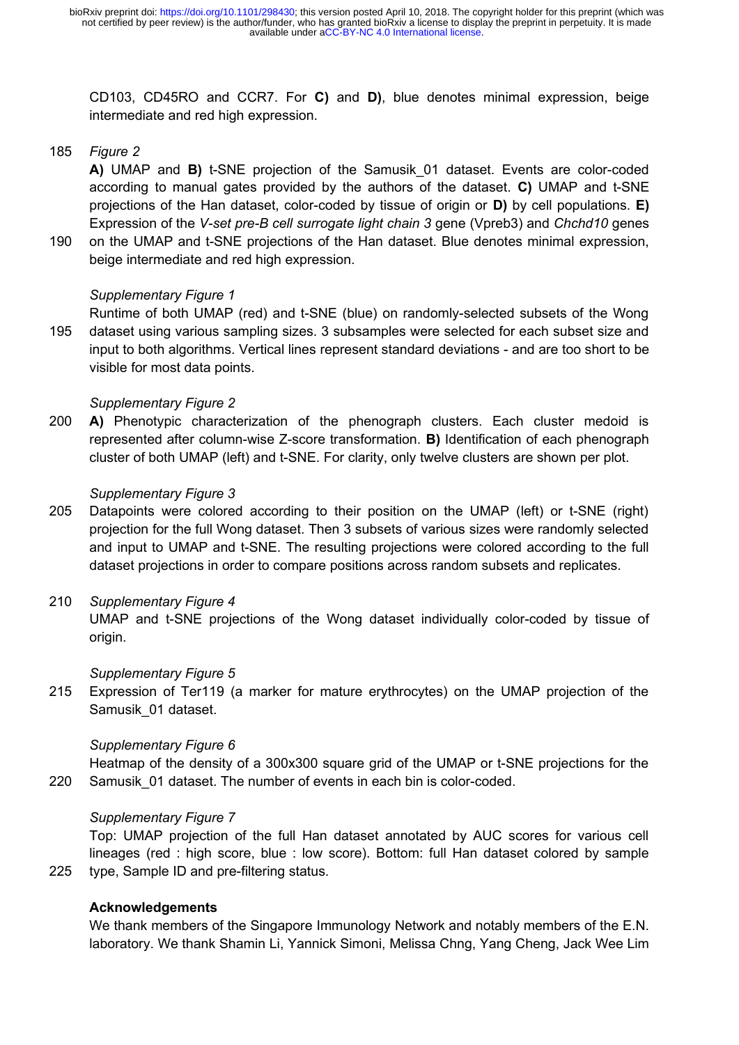CD103, CD45RO and CCR7. For **C)** and **D)**, blue denotes minimal expression, beige intermediate and red high expression.

*Figure 2*

**A)** UMAP and **B)** t-SNE projection of the Samusik_01 dataset. Events are color-coded according to manual gates provided by the authors of the dataset. **C)** UMAP and t-SNE projections of the Han dataset, color-coded by tissue of origin or **D)** by cell populations. **E)** Expression of the *V-set pre-B cell surrogate light chain 3* gene (Vpreb3) and *Chchd10* genes on the UMAP and t-SNE projections of the Han dataset. Blue denotes minimal expression, beige intermediate and red high expression.

*Supplementary Figure 1*

Runtime of both UMAP (red) and t-SNE (blue) on randomly-selected subsets of the Wong dataset using various sampling sizes. 3 subsamples were selected for each subset size and input to both algorithms. Vertical lines represent standard deviations - and are too short to be visible for most data points.

*Supplementary Figure 2*

**A)** Phenotypic characterization of the phenograph clusters. Each cluster medoid is represented after column-wise Z-score transformation. **B)** Identification of each phenograph cluster of both UMAP (left) and t-SNE. For clarity, only twelve clusters are shown per plot.

*Supplementary Figure 3*

Datapoints were colored according to their position on the UMAP (left) or t-SNE (right) projection for the full Wong dataset. Then 3 subsets of various sizes were randomly selected and input to UMAP and t-SNE. The resulting projections were colored according to the full dataset projections in order to compare positions across random subsets and replicates.

*Supplementary Figure 4*

UMAP and t-SNE projections of the Wong dataset individually color-coded by tissue of origin.

*Supplementary Figure 5*

Expression of Ter119 (a marker for mature erythrocytes) on the UMAP projection of the Samusik_01 dataset.

*Supplementary Figure 6*

Heatmap of the density of a 300x300 square grid of the UMAP or t-SNE projections for the Samusik_01 dataset. The number of events in each bin is color-coded.

*Supplementary Figure 7*

Top: UMAP projection of the full Han dataset annotated by AUC scores for various cell lineages (red : high score, blue : low score). Bottom: full Han dataset colored by sample type, Sample ID and pre-filtering status.

**Acknowledgements**

We thank members of the Singapore Immunology Network and notably members of the E.N. laboratory. We thank Shamin Li, Yannick Simoni, Melissa Chng, Yang Cheng, Jack Wee Lim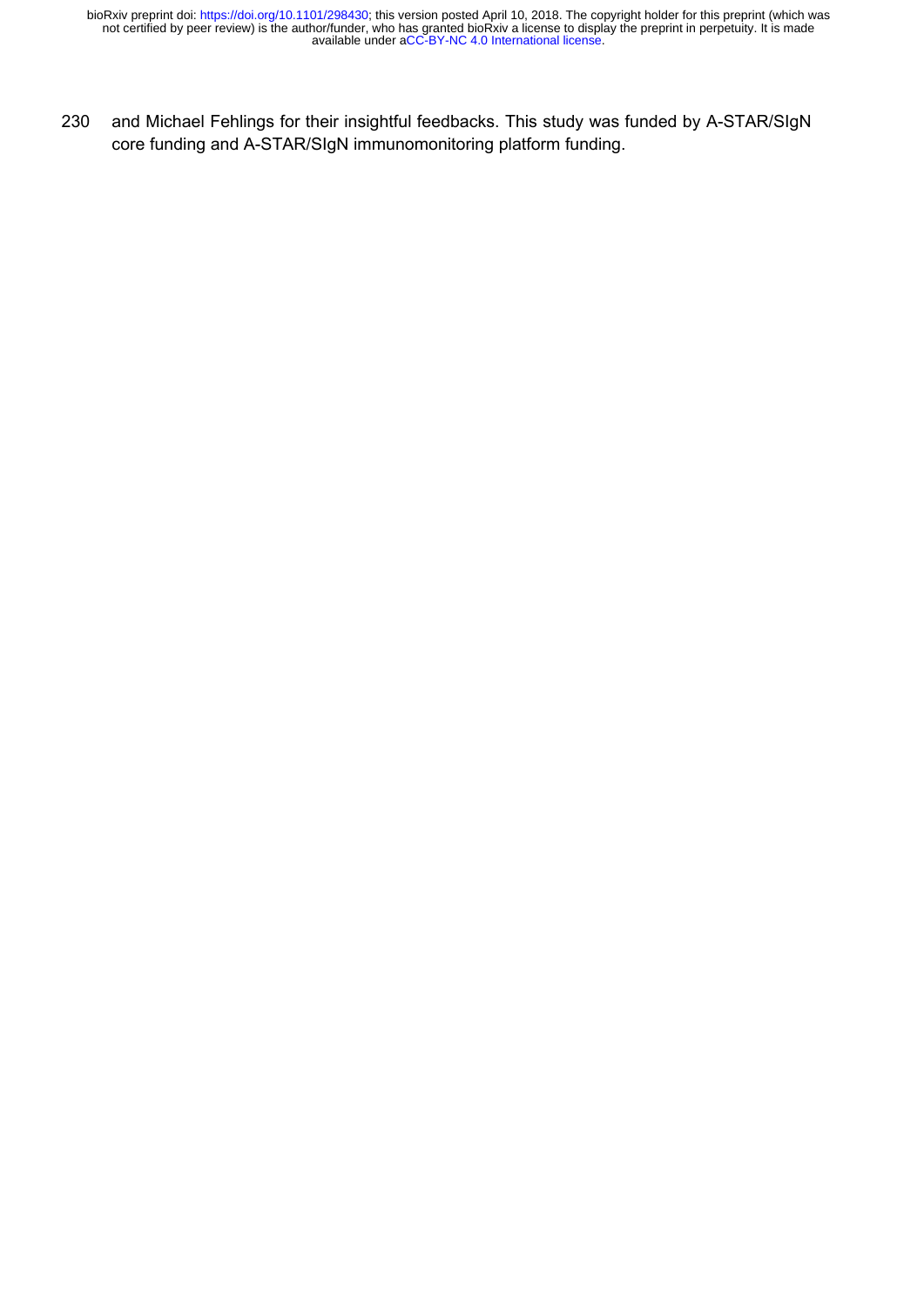and Michael Fehlings for their insightful feedbacks. This study was funded by A-STAR/SIgN core funding and A-STAR/SIgN immunomonitoring platform funding.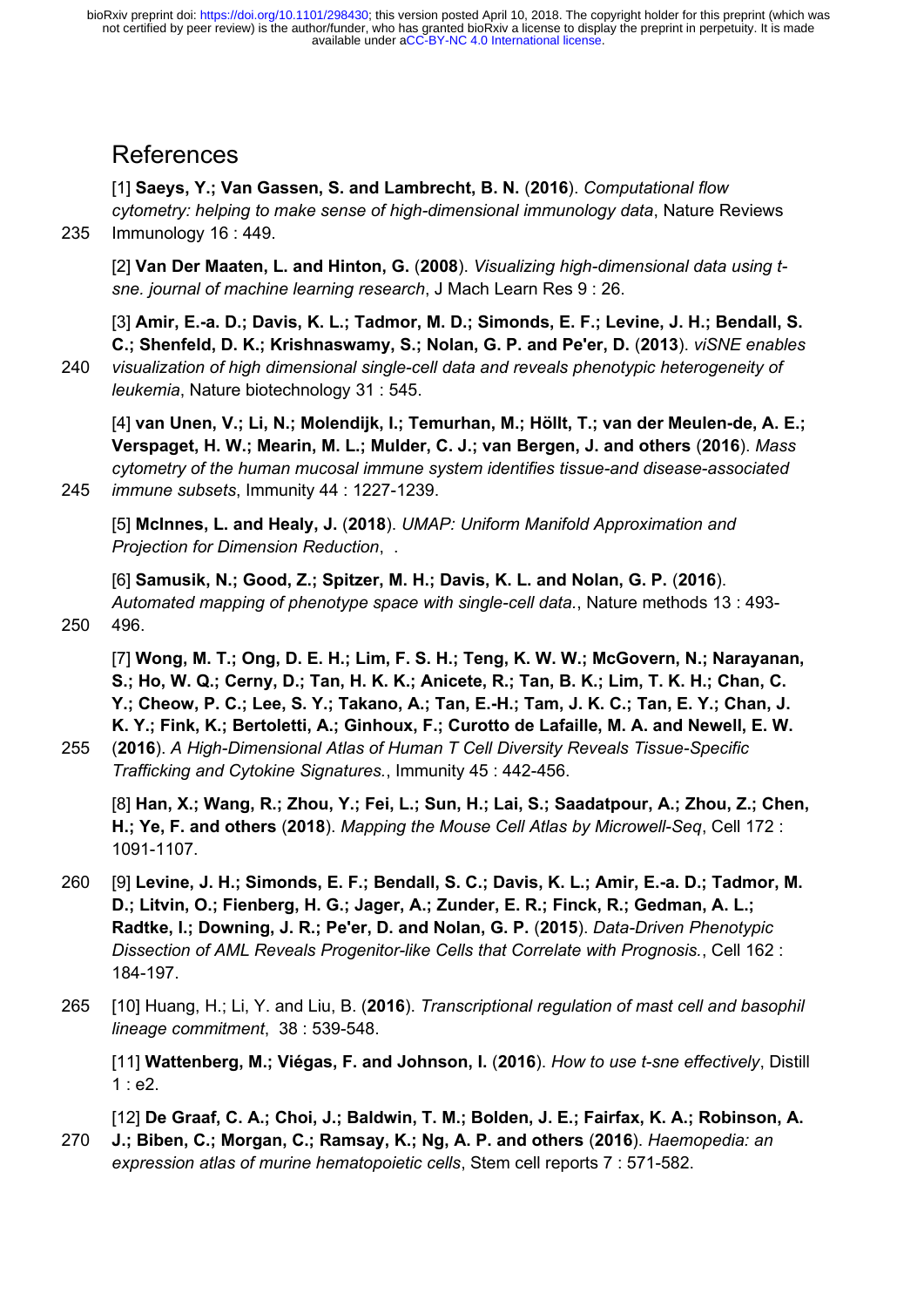# References

[1] **Saeys, Y.; Van Gassen, S. and Lambrecht, B. N.** (**2016**). *Computational flow cytometry: helping to make sense of high-dimensional immunology data*, Nature Reviews Immunology 16 : 449.

[2] **Van Der Maaten, L. and Hinton, G.** (**2008**). *Visualizing high-dimensional data using t-sne. journal of machine learning research*, J Mach Learn Res 9 : 26.

[3] **Amir, E.-a. D.; Davis, K. L.; Tadmor, M. D.; Simonds, E. F.; Levine, J. H.; Bendall, S. C.; Shenfeld, D. K.; Krishnaswamy, S.; Nolan, G. P. and Pe'er, D.** (**2013**). *viSNE enables visualization of high dimensional single-cell data and reveals phenotypic heterogeneity of leukemia*, Nature biotechnology 31 : 545.

[4] **van Unen, V.; Li, N.; Molendijk, I.; Temurhan, M.; Höllt, T.; van der Meulen-de, A. E.; Verspaget, H. W.; Mearin, M. L.; Mulder, C. J.; van Bergen, J. and others** (**2016**). *Mass cytometry of the human mucosal immune system identifies tissue-and disease-associated immune subsets*, Immunity 44 : 1227-1239.

[5] **McInnes, L. and Healy, J.** (**2018**). *UMAP: Uniform Manifold Approximation and Projection for Dimension Reduction*, .

[6] **Samusik, N.; Good, Z.; Spitzer, M. H.; Davis, K. L. and Nolan, G. P.** (**2016**). *Automated mapping of phenotype space with single-cell data.*, Nature methods 13 : 493-496.

[7] **Wong, M. T.; Ong, D. E. H.; Lim, F. S. H.; Teng, K. W. W.; McGovern, N.; Narayanan, S.; Ho, W. Q.; Cerny, D.; Tan, H. K. K.; Anicete, R.; Tan, B. K.; Lim, T. K. H.; Chan, C. Y.; Cheow, P. C.; Lee, S. Y.; Takano, A.; Tan, E.-H.; Tam, J. K. C.; Tan, E. Y.; Chan, J. K. Y.; Fink, K.; Bertoletti, A.; Ginhoux, F.; Curotto de Lafaille, M. A. and Newell, E. W.** (**2016**). *A High-Dimensional Atlas of Human T Cell Diversity Reveals Tissue-Specific Trafficking and Cytokine Signatures.*, Immunity 45 : 442-456.

[8] **Han, X.; Wang, R.; Zhou, Y.; Fei, L.; Sun, H.; Lai, S.; Saadatpour, A.; Zhou, Z.; Chen, H.; Ye, F. and others** (**2018**). *Mapping the Mouse Cell Atlas by Microwell-Seq*, Cell 172 : 1091-1107.

[9] **Levine, J. H.; Simonds, E. F.; Bendall, S. C.; Davis, K. L.; Amir, E.-a. D.; Tadmor, M. D.; Litvin, O.; Fienberg, H. G.; Jager, A.; Zunder, E. R.; Finck, R.; Gedman, A. L.; Radtke, I.; Downing, J. R.; Pe'er, D. and Nolan, G. P.** (**2015**). *Data-Driven Phenotypic Dissection of AML Reveals Progenitor-like Cells that Correlate with Prognosis.*, Cell 162 : 184-197.

[10] Huang, H.; Li, Y. and Liu, B. (**2016**). *Transcriptional regulation of mast cell and basophil lineage commitment*, 38 : 539-548.

[11] **Wattenberg, M.; Viégas, F. and Johnson, I.** (**2016**). *How to use t-sne effectively*, Distill 1 : e2.

[12] **De Graaf, C. A.; Choi, J.; Baldwin, T. M.; Bolden, J. E.; Fairfax, K. A.; Robinson, A. J.; Biben, C.; Morgan, C.; Ramsay, K.; Ng, A. P. and others** (**2016**). *Haemopedia: an expression atlas of murine hematopoietic cells*, Stem cell reports 7 : 571-582.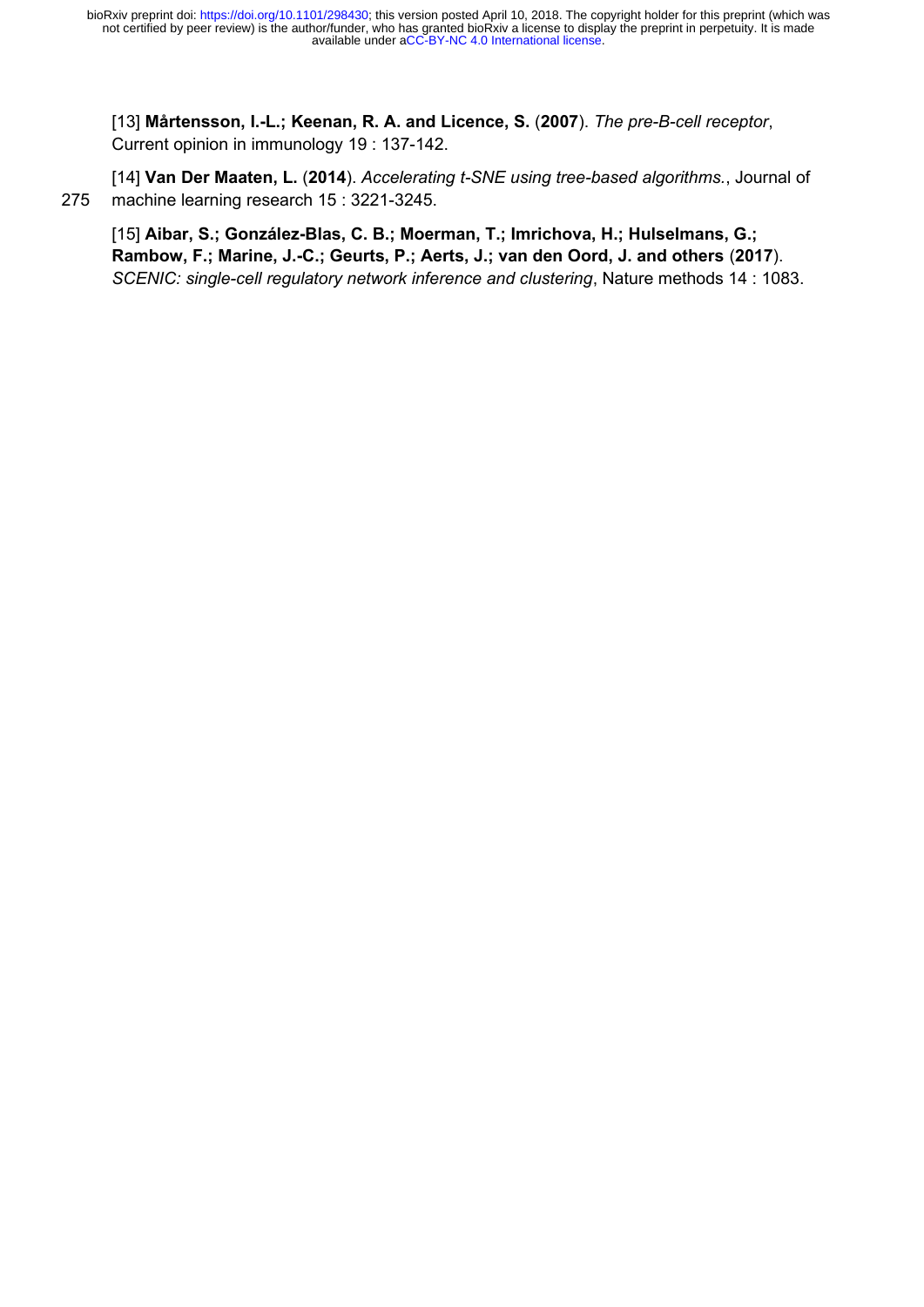[13] **Mårtensson, I.-L.; Keenan, R. A. and Licence, S.** (**2007**). *The pre-B-cell receptor*, Current opinion in immunology 19 : 137-142.

[14] **Van Der Maaten, L.** (**2014**). *Accelerating t-SNE using tree-based algorithms.*, Journal of machine learning research 15 : 3221-3245.

[15] **Aibar, S.; González-Blas, C. B.; Moerman, T.; Imrichova, H.; Hulselmans, G.; Rambow, F.; Marine, J.-C.; Geurts, P.; Aerts, J.; van den Oord, J. and others** (**2017**). *SCENIC: single-cell regulatory network inference and clustering*, Nature methods 14 : 1083.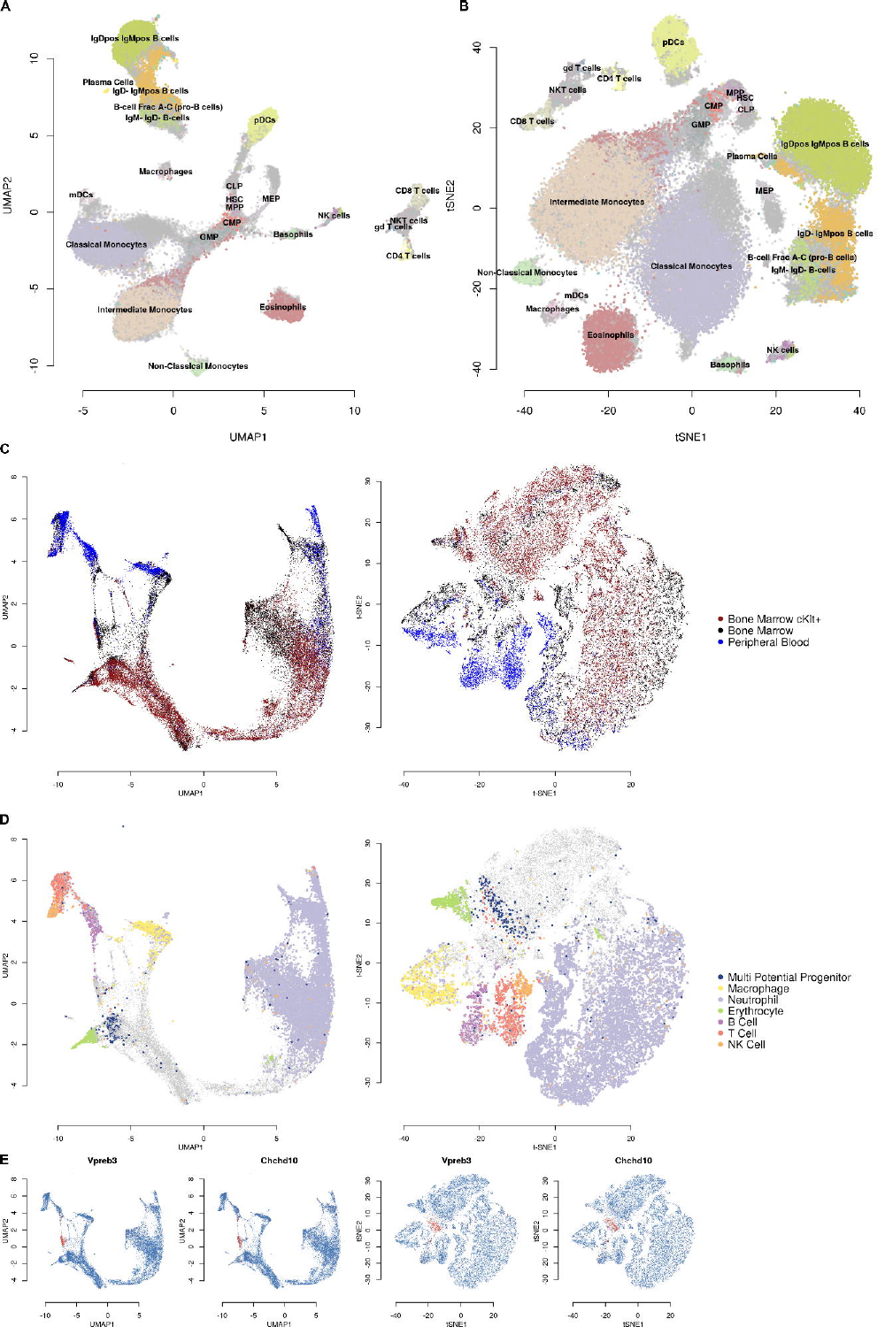A

IgDpos IgMpos B cells
Plasma Cells
IgD- IgMpos B cells
B-cell Frac A-C (pro-B cells)
IgM- IgD- B-cells
pDCs
Macrophages
CLP
HSC
MPP
MEP
mDCs
CMP
GMP
NK cells
CD8 T cells
NKT cells
gd T cells
CD4 T cells
Basophils
Classical Monocytes
Intermediate Monocytes
Eosinophils
Non-Classical Monocytes

UMAP1
UMAP2

B

pDCs
gd T cells
CD4 T cells
NKT cells
CD8 T cells
MPP
HSC
CLP
CMP
GMP
IgDpos IgMpos B cells
Plasma Cells
MEP
Intermediate Monocytes
IgD- IgMpos B cells
B-cell Frac A-C (pro-B cells)
IgM- IgD- B-cells
Classical Monocytes
Non-Classical Monocytes
mDCs
Macrophages
Eosinophils
NK cells
Basophils

tSNE1
tSNE2

C

UMAP1
UMAP2
tSNE1
tSNE2

Bone Marrow cKit+
Bone Marrow
Peripheral Blood

D

UMAP1
UMAP2
tSNE1
tSNE2

Multi Potential Progenitor
Macrophage
Neutrophil
Erythrocyte
B Cell
T Cell
NK Cell

E

Vpreb3
Chchd10
Vpreb3
Chchd10

UMAP1
UMAP2
tSNE1
tSNE2